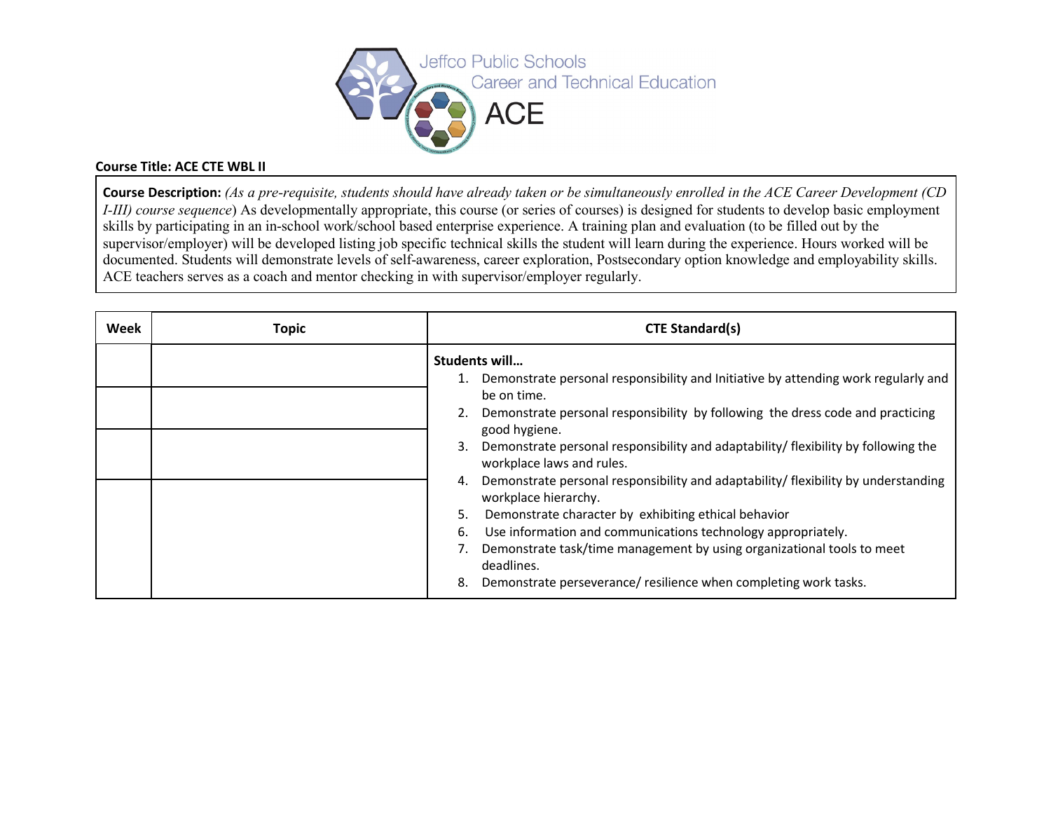Jeffco Public Schools
Career and Technical Education
ACE

**Course Title: ACE CTE WBL II**

**Course Description:** *(As a pre-requisite, students should have already taken or be simultaneously enrolled in the ACE Career Development (CD I-III) course sequence*) As developmentally appropriate, this course (or series of courses) is designed for students to develop basic employment skills by participating in an in-school work/school based enterprise experience. A training plan and evaluation (to be filled out by the supervisor/employer) will be developed listing job specific technical skills the student will learn during the experience. Hours worked will be documented. Students will demonstrate levels of self-awareness, career exploration, Postsecondary option knowledge and employability skills. ACE teachers serves as a coach and mentor checking in with supervisor/employer regularly.

| Week | Topic | CTE Standard(s) |
|---|---|---|
| | | **Students will…**<br>1. Demonstrate personal responsibility and Initiative by attending work regularly and be on time.<br>2. Demonstrate personal responsibility by following the dress code and practicing good hygiene.<br>3. Demonstrate personal responsibility and adaptability/ flexibility by following the workplace laws and rules.<br>4. Demonstrate personal responsibility and adaptability/ flexibility by understanding workplace hierarchy.<br>5. Demonstrate character by exhibiting ethical behavior<br>6. Use information and communications technology appropriately.<br>7. Demonstrate task/time management by using organizational tools to meet deadlines.<br>8. Demonstrate perseverance/ resilience when completing work tasks. |
| | | |
| | | |
| | | |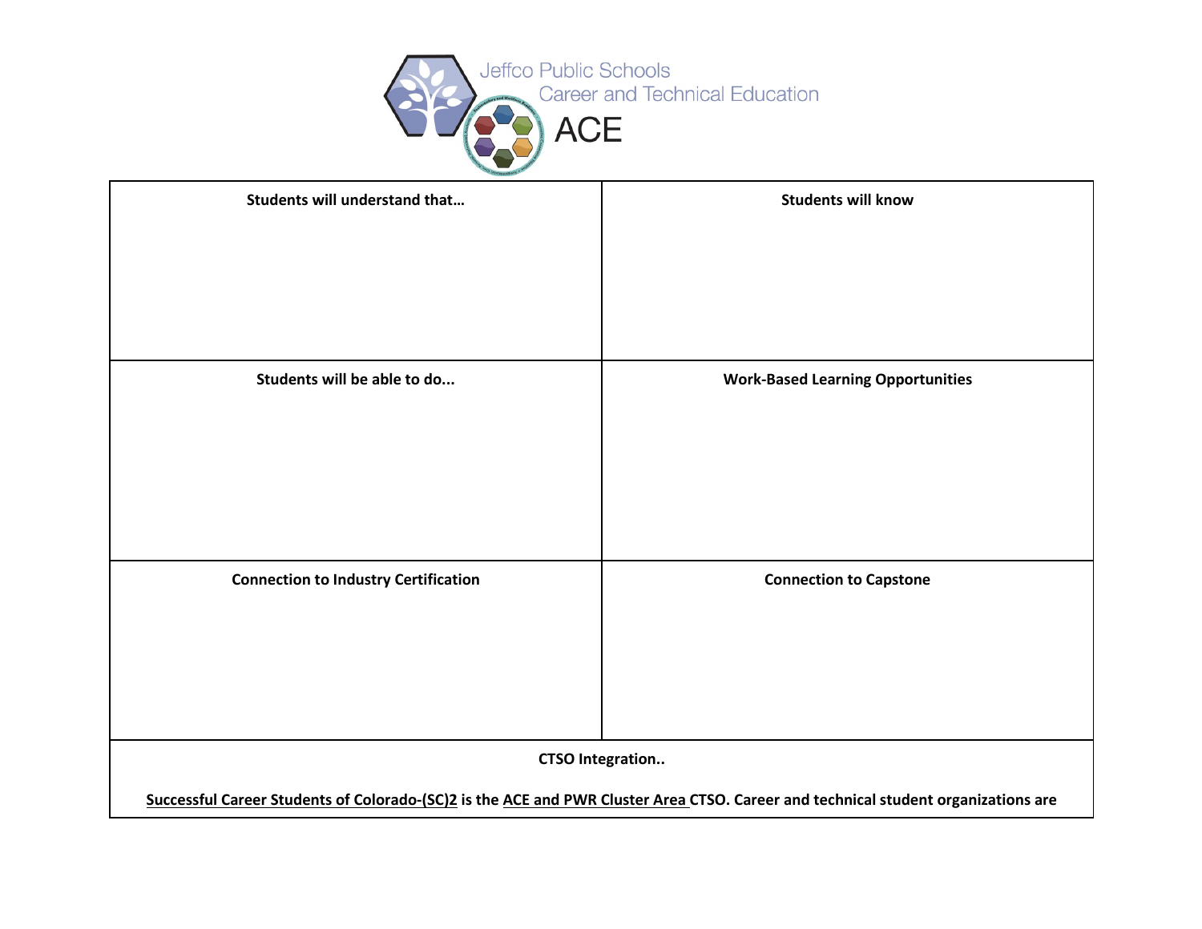Jeffco Public Schools
Career and Technical Education
ACE

| Students will understand that… | Students will know |
|---|---|
| | |
| **Students will be able to do...** | **Work-Based Learning Opportunities** |
| | |
| **Connection to Industry Certification** | **Connection to Capstone** |
| | |

**CTSO Integration..**

**Successful Career Students of Colorado-(SC)2 is the ACE and PWR Cluster Area CTSO. Career and technical student organizations are**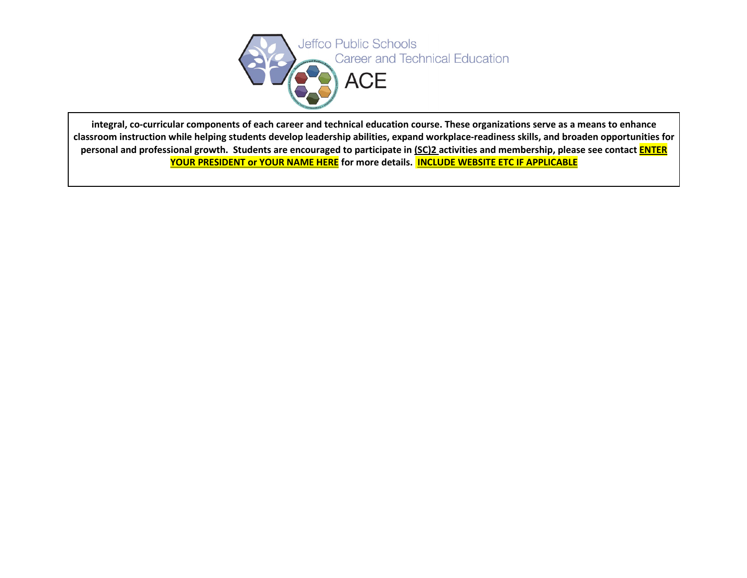Jeffco Public Schools
Career and Technical Education
ACE

**integral, co-curricular components of each career and technical education course. These organizations serve as a means to enhance classroom instruction while helping students develop leadership abilities, expand workplace-readiness skills, and broaden opportunities for personal and professional growth. Students are encouraged to participate in (SC)2 activities and membership, please see contact ENTER YOUR PRESIDENT or YOUR NAME HERE for more details. INCLUDE WEBSITE ETC IF APPLICABLE**